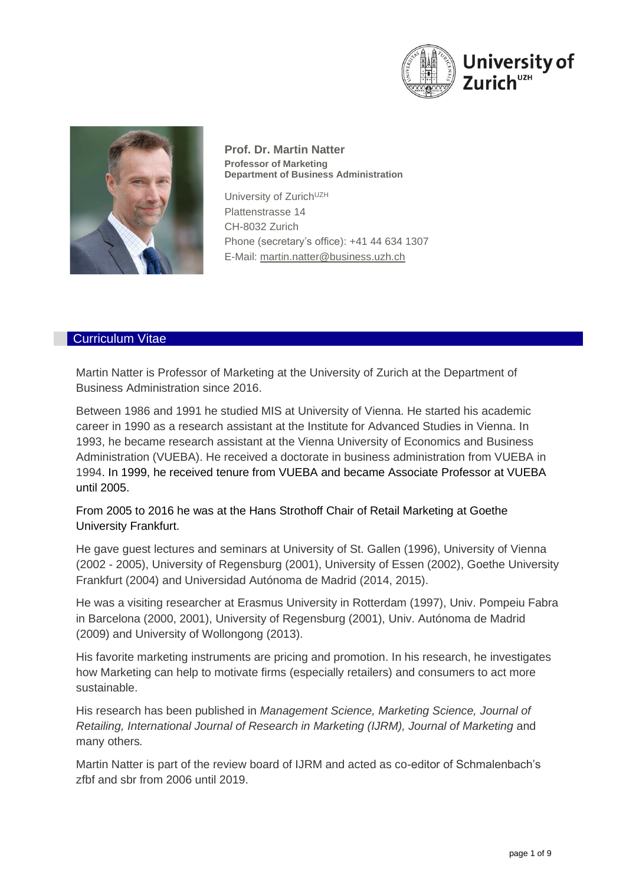**Prof. Dr. Martin Natter**
**Professor of Marketing**
**Department of Business Administration**

University of Zurich[UZH]
Plattenstrasse 14
CH-8032 Zurich
Phone (secretary's office): +41 44 634 1307
E-Mail: martin.natter@business.uzh.ch

## Curriculum Vitae

Martin Natter is Professor of Marketing at the University of Zurich at the Department of Business Administration since 2016.

Between 1986 and 1991 he studied MIS at University of Vienna. He started his academic career in 1990 as a research assistant at the Institute for Advanced Studies in Vienna. In 1993, he became research assistant at the Vienna University of Economics and Business Administration (VUEBA). He received a doctorate in business administration from VUEBA in 1994. In 1999, he received tenure from VUEBA and became Associate Professor at VUEBA until 2005.

From 2005 to 2016 he was at the Hans Strothoff Chair of Retail Marketing at Goethe University Frankfurt.

He gave guest lectures and seminars at University of St. Gallen (1996), University of Vienna (2002 - 2005), University of Regensburg (2001), University of Essen (2002), Goethe University Frankfurt (2004) and Universidad Autónoma de Madrid (2014, 2015).

He was a visiting researcher at Erasmus University in Rotterdam (1997), Univ. Pompeiu Fabra in Barcelona (2000, 2001), University of Regensburg (2001), Univ. Autónoma de Madrid (2009) and University of Wollongong (2013).

His favorite marketing instruments are pricing and promotion. In his research, he investigates how Marketing can help to motivate firms (especially retailers) and consumers to act more sustainable.

His research has been published in *Management Science, Marketing Science, Journal of Retailing, International Journal of Research in Marketing (IJRM), Journal of Marketing* and many others.

Martin Natter is part of the review board of IJRM and acted as co-editor of Schmalenbach's zfbf and sbr from 2006 until 2019.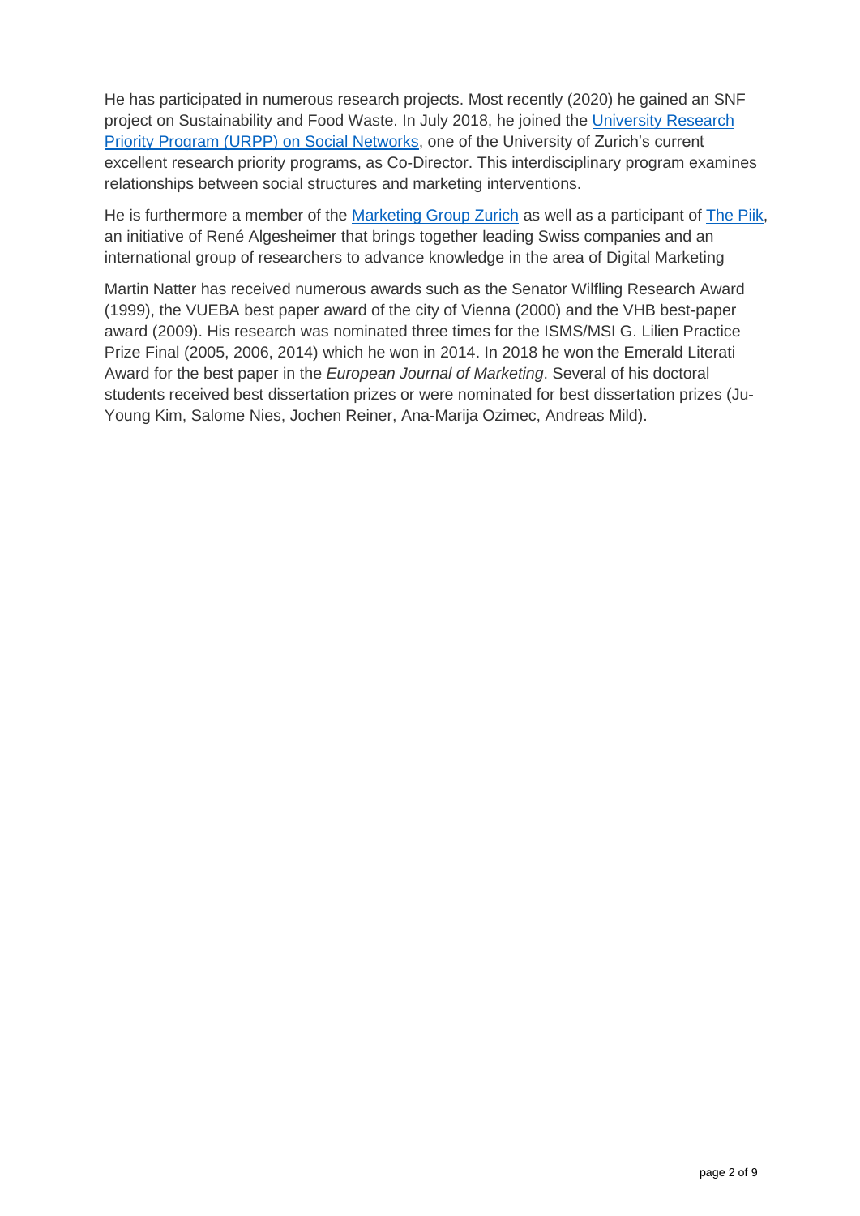He has participated in numerous research projects. Most recently (2020) he gained an SNF project on Sustainability and Food Waste. In July 2018, he joined the [University Research Priority Program (URPP) on Social Networks](), one of the University of Zurich's current excellent research priority programs, as Co-Director. This interdisciplinary program examines relationships between social structures and marketing interventions.

He is furthermore a member of the [Marketing Group Zurich]() as well as a participant of [The Piik](), an initiative of René Algesheimer that brings together leading Swiss companies and an international group of researchers to advance knowledge in the area of Digital Marketing

Martin Natter has received numerous awards such as the Senator Wilfling Research Award (1999), the VUEBA best paper award of the city of Vienna (2000) and the VHB best-paper award (2009). His research was nominated three times for the ISMS/MSI G. Lilien Practice Prize Final (2005, 2006, 2014) which he won in 2014. In 2018 he won the Emerald Literati Award for the best paper in the *European Journal of Marketing*. Several of his doctoral students received best dissertation prizes or were nominated for best dissertation prizes (Ju-Young Kim, Salome Nies, Jochen Reiner, Ana-Marija Ozimec, Andreas Mild).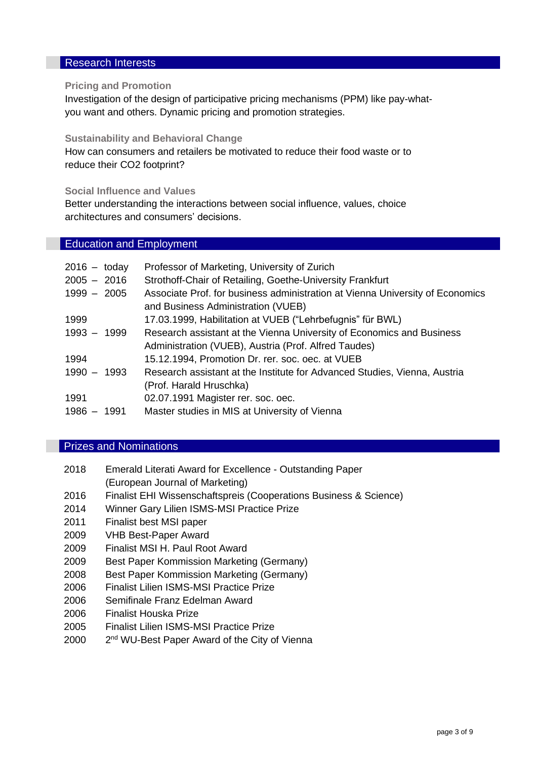## Research Interests

### Pricing and Promotion

Investigation of the design of participative pricing mechanisms (PPM) like pay-what-you want and others. Dynamic pricing and promotion strategies.

### Sustainability and Behavioral Change

How can consumers and retailers be motivated to reduce their food waste or to reduce their CO2 footprint?

### Social Influence and Values

Better understanding the interactions between social influence, values, choice architectures and consumers' decisions.

## Education and Employment

| | |
|---|---|
| 2016 – today | Professor of Marketing, University of Zurich |
| 2005 – 2016 | Strothoff-Chair of Retailing, Goethe-University Frankfurt |
| 1999 – 2005 | Associate Prof. for business administration at Vienna University of Economics and Business Administration (VUEB) |
| 1999 | 17.03.1999, Habilitation at VUEB ("Lehrbefugnis" für BWL) |
| 1993 – 1999 | Research assistant at the Vienna University of Economics and Business Administration (VUEB), Austria (Prof. Alfred Taudes) |
| 1994 | 15.12.1994, Promotion Dr. rer. soc. oec. at VUEB |
| 1990 – 1993 | Research assistant at the Institute for Advanced Studies, Vienna, Austria (Prof. Harald Hruschka) |
| 1991 | 02.07.1991 Magister rer. soc. oec. |
| 1986 – 1991 | Master studies in MIS at University of Vienna |

## Prizes and Nominations

| | |
|---|---|
| 2018 | Emerald Literati Award for Excellence - Outstanding Paper (European Journal of Marketing) |
| 2016 | Finalist EHI Wissenschaftspreis (Cooperations Business & Science) |
| 2014 | Winner Gary Lilien ISMS-MSI Practice Prize |
| 2011 | Finalist best MSI paper |
| 2009 | VHB Best-Paper Award |
| 2009 | Finalist MSI H. Paul Root Award |
| 2009 | Best Paper Kommission Marketing (Germany) |
| 2008 | Best Paper Kommission Marketing (Germany) |
| 2006 | Finalist Lilien ISMS-MSI Practice Prize |
| 2006 | Semifinale Franz Edelman Award |
| 2006 | Finalist Houska Prize |
| 2005 | Finalist Lilien ISMS-MSI Practice Prize |
| 2000 | 2nd WU-Best Paper Award of the City of Vienna |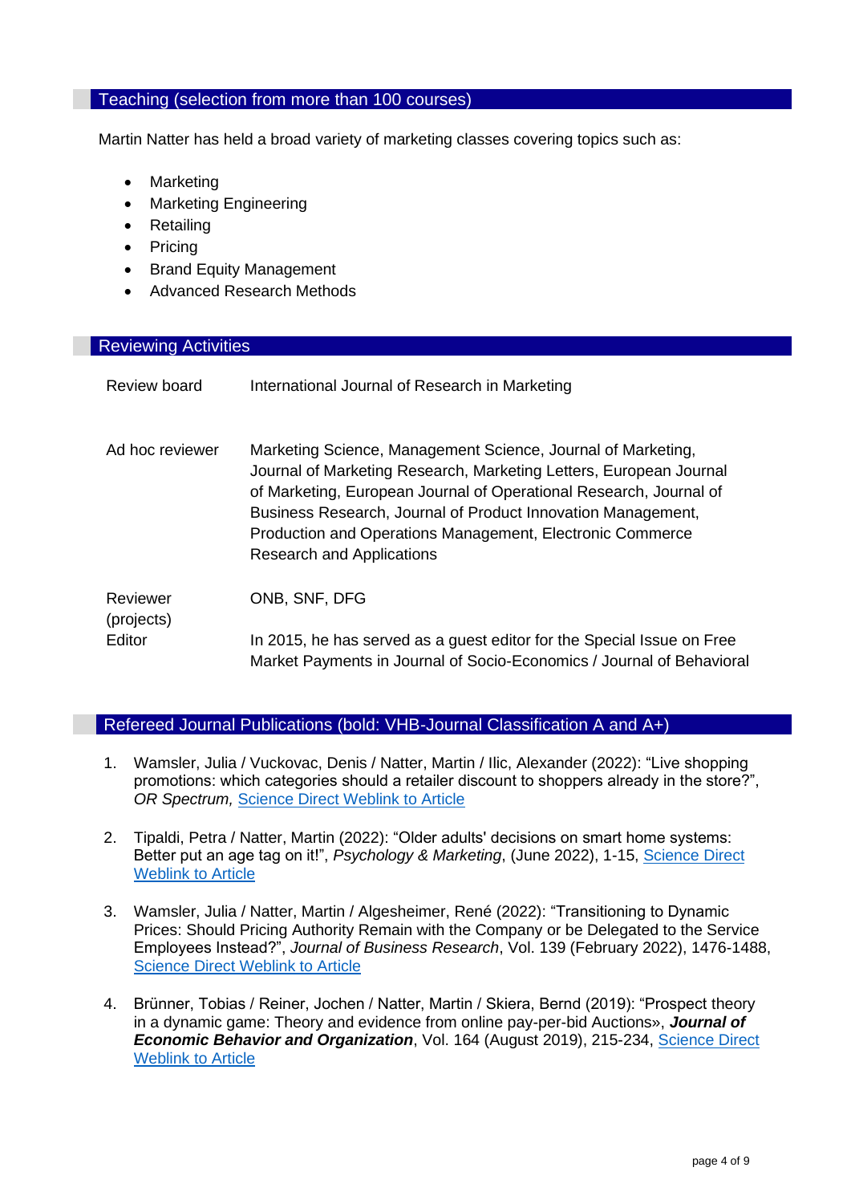## Teaching (selection from more than 100 courses)

Martin Natter has held a broad variety of marketing classes covering topics such as:

- Marketing
- Marketing Engineering
- Retailing
- Pricing
- Brand Equity Management
- Advanced Research Methods

## Reviewing Activities

| | |
|---|---|
| Review board | International Journal of Research in Marketing |
| Ad hoc reviewer | Marketing Science, Management Science, Journal of Marketing, Journal of Marketing Research, Marketing Letters, European Journal of Marketing, European Journal of Operational Research, Journal of Business Research, Journal of Product Innovation Management, Production and Operations Management, Electronic Commerce Research and Applications |
| Reviewer (projects) | ONB, SNF, DFG |
| Editor | In 2015, he has served as a guest editor for the Special Issue on Free Market Payments in Journal of Socio-Economics / Journal of Behavioral |

## Refereed Journal Publications (bold: VHB-Journal Classification A and A+)

1. Wamsler, Julia / Vuckovac, Denis / Natter, Martin / Ilic, Alexander (2022): "Live shopping promotions: which categories should a retailer discount to shoppers already in the store?", *OR Spectrum,* Science Direct Weblink to Article

2. Tipaldi, Petra / Natter, Martin (2022): "Older adults' decisions on smart home systems: Better put an age tag on it!", *Psychology & Marketing*, (June 2022), 1-15, Science Direct Weblink to Article

3. Wamsler, Julia / Natter, Martin / Algesheimer, René (2022): "Transitioning to Dynamic Prices: Should Pricing Authority Remain with the Company or be Delegated to the Service Employees Instead?", *Journal of Business Research*, Vol. 139 (February 2022), 1476-1488, Science Direct Weblink to Article

4. Brünner, Tobias / Reiner, Jochen / Natter, Martin / Skiera, Bernd (2019): "Prospect theory in a dynamic game: Theory and evidence from online pay-per-bid Auctions», ***Journal of Economic Behavior and Organization***, Vol. 164 (August 2019), 215-234, Science Direct Weblink to Article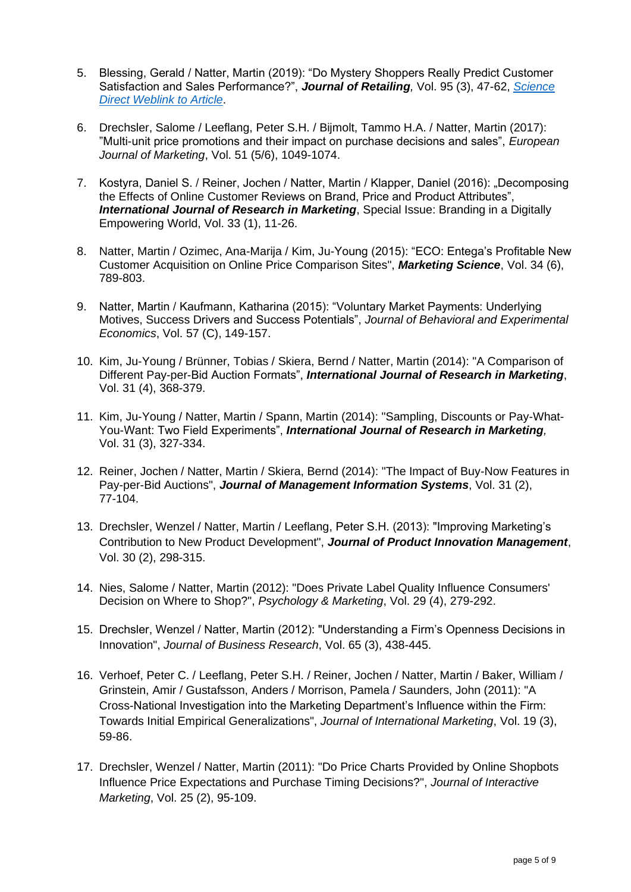5. Blessing, Gerald / Natter, Martin (2019): "Do Mystery Shoppers Really Predict Customer Satisfaction and Sales Performance?", ***Journal of Retailing****,* Vol. 95 (3), 47-62, *Science Direct Weblink to Article*.

6. Drechsler, Salome / Leeflang, Peter S.H. / Bijmolt, Tammo H.A. / Natter, Martin (2017): "Multi-unit price promotions and their impact on purchase decisions and sales", *European Journal of Marketing*, Vol. 51 (5/6), 1049-1074.

7. Kostyra, Daniel S. / Reiner, Jochen / Natter, Martin / Klapper, Daniel (2016): „Decomposing the Effects of Online Customer Reviews on Brand, Price and Product Attributes", ***International Journal of Research in Marketing***, Special Issue: Branding in a Digitally Empowering World, Vol. 33 (1), 11-26.

8. Natter, Martin / Ozimec, Ana-Marija / Kim, Ju-Young (2015): "ECO: Entega's Profitable New Customer Acquisition on Online Price Comparison Sites", ***Marketing Science***, Vol. 34 (6), 789-803.

9. Natter, Martin / Kaufmann, Katharina (2015): "Voluntary Market Payments: Underlying Motives, Success Drivers and Success Potentials", *Journal of Behavioral and Experimental Economics*, Vol. 57 (C), 149-157.

10. Kim, Ju-Young / Brünner, Tobias / Skiera, Bernd / Natter, Martin (2014): "A Comparison of Different Pay-per-Bid Auction Formats", ***International Journal of Research in Marketing***, Vol. 31 (4), 368-379.

11. Kim, Ju-Young / Natter, Martin / Spann, Martin (2014): "Sampling, Discounts or Pay-What-You-Want: Two Field Experiments", ***International Journal of Research in Marketing****,* Vol. 31 (3), 327-334.

12. Reiner, Jochen / Natter, Martin / Skiera, Bernd (2014): "The Impact of Buy-Now Features in Pay-per-Bid Auctions", ***Journal of Management Information Systems***, Vol. 31 (2), 77-104.

13. Drechsler, Wenzel / Natter, Martin / Leeflang, Peter S.H. (2013): "Improving Marketing's Contribution to New Product Development", ***Journal of Product Innovation Management***, Vol. 30 (2), 298-315.

14. Nies, Salome / Natter, Martin (2012): "Does Private Label Quality Influence Consumers' Decision on Where to Shop?", *Psychology & Marketing*, Vol. 29 (4), 279-292.

15. Drechsler, Wenzel / Natter, Martin (2012): "Understanding a Firm's Openness Decisions in Innovation", *Journal of Business Research*, Vol. 65 (3), 438-445.

16. Verhoef, Peter C. / Leeflang, Peter S.H. / Reiner, Jochen / Natter, Martin / Baker, William / Grinstein, Amir / Gustafsson, Anders / Morrison, Pamela / Saunders, John (2011): "A Cross-National Investigation into the Marketing Department's Influence within the Firm: Towards Initial Empirical Generalizations", *Journal of International Marketing*, Vol. 19 (3), 59-86.

17. Drechsler, Wenzel / Natter, Martin (2011): "Do Price Charts Provided by Online Shopbots Influence Price Expectations and Purchase Timing Decisions?", *Journal of Interactive Marketing*, Vol. 25 (2), 95-109.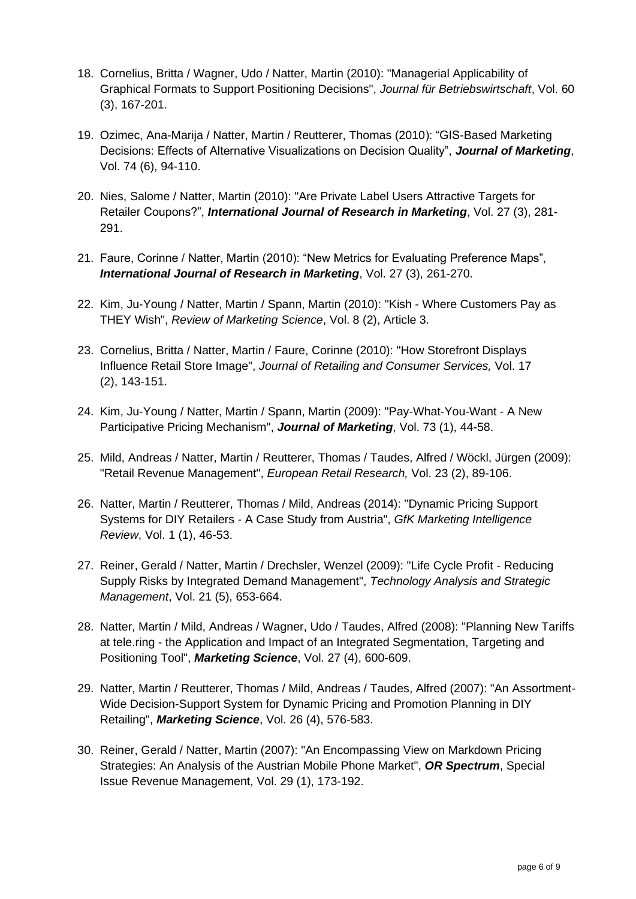18. Cornelius, Britta / Wagner, Udo / Natter, Martin (2010): "Managerial Applicability of Graphical Formats to Support Positioning Decisions", *Journal für Betriebswirtschaft*, Vol. 60 (3), 167-201.

19. Ozimec, Ana-Marija / Natter, Martin / Reutterer, Thomas (2010): “GIS-Based Marketing Decisions: Effects of Alternative Visualizations on Decision Quality”, ***Journal of Marketing***, Vol. 74 (6), 94-110.

20. Nies, Salome / Natter, Martin (2010): "Are Private Label Users Attractive Targets for Retailer Coupons?”, ***International Journal of Research in Marketing***, Vol. 27 (3), 281-291.

21. Faure, Corinne / Natter, Martin (2010): “New Metrics for Evaluating Preference Maps”, ***International Journal of Research in Marketing***, Vol. 27 (3), 261-270.

22. Kim, Ju-Young / Natter, Martin / Spann, Martin (2010): "Kish - Where Customers Pay as THEY Wish", *Review of Marketing Science*, Vol. 8 (2), Article 3.

23. Cornelius, Britta / Natter, Martin / Faure, Corinne (2010): "How Storefront Displays Influence Retail Store Image", *Journal of Retailing and Consumer Services,* Vol. 17 (2), 143-151.

24. Kim, Ju-Young / Natter, Martin / Spann, Martin (2009): "Pay-What-You-Want - A New Participative Pricing Mechanism", ***Journal of Marketing***, Vol. 73 (1), 44-58.

25. Mild, Andreas / Natter, Martin / Reutterer, Thomas / Taudes, Alfred / Wöckl, Jürgen (2009): "Retail Revenue Management", *European Retail Research,* Vol. 23 (2), 89-106.

26. Natter, Martin / Reutterer, Thomas / Mild, Andreas (2014): "Dynamic Pricing Support Systems for DIY Retailers - A Case Study from Austria", *GfK Marketing Intelligence Review*, Vol. 1 (1), 46-53.

27. Reiner, Gerald / Natter, Martin / Drechsler, Wenzel (2009): "Life Cycle Profit - Reducing Supply Risks by Integrated Demand Management", *Technology Analysis and Strategic Management*, Vol. 21 (5), 653-664.

28. Natter, Martin / Mild, Andreas / Wagner, Udo / Taudes, Alfred (2008): "Planning New Tariffs at tele.ring - the Application and Impact of an Integrated Segmentation, Targeting and Positioning Tool", ***Marketing Science***, Vol. 27 (4), 600-609.

29. Natter, Martin / Reutterer, Thomas / Mild, Andreas / Taudes, Alfred (2007): "An Assortment-Wide Decision-Support System for Dynamic Pricing and Promotion Planning in DIY Retailing", ***Marketing Science***, Vol. 26 (4), 576-583.

30. Reiner, Gerald / Natter, Martin (2007): "An Encompassing View on Markdown Pricing Strategies: An Analysis of the Austrian Mobile Phone Market", ***OR Spectrum***, Special Issue Revenue Management, Vol. 29 (1), 173-192.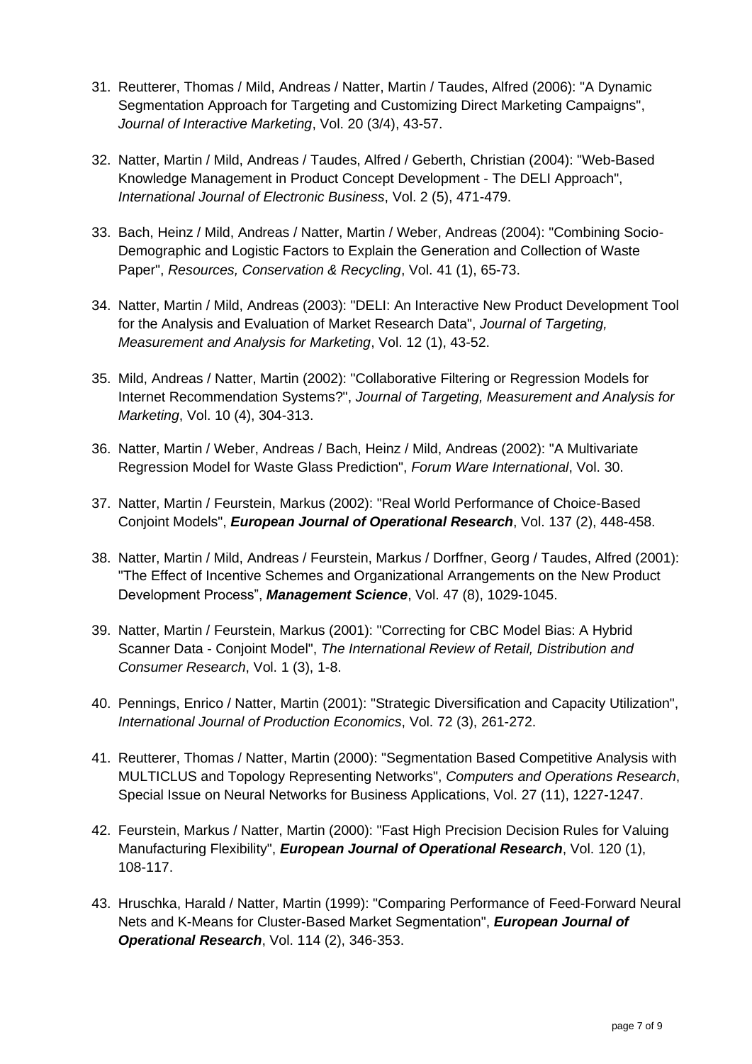31. Reutterer, Thomas / Mild, Andreas / Natter, Martin / Taudes, Alfred (2006): "A Dynamic Segmentation Approach for Targeting and Customizing Direct Marketing Campaigns", *Journal of Interactive Marketing*, Vol. 20 (3/4), 43-57.

32. Natter, Martin / Mild, Andreas / Taudes, Alfred / Geberth, Christian (2004): "Web-Based Knowledge Management in Product Concept Development - The DELI Approach", *International Journal of Electronic Business*, Vol. 2 (5), 471-479.

33. Bach, Heinz / Mild, Andreas / Natter, Martin / Weber, Andreas (2004): "Combining Socio-Demographic and Logistic Factors to Explain the Generation and Collection of Waste Paper", *Resources, Conservation & Recycling*, Vol. 41 (1), 65-73.

34. Natter, Martin / Mild, Andreas (2003): "DELI: An Interactive New Product Development Tool for the Analysis and Evaluation of Market Research Data", *Journal of Targeting, Measurement and Analysis for Marketing*, Vol. 12 (1), 43-52.

35. Mild, Andreas / Natter, Martin (2002): "Collaborative Filtering or Regression Models for Internet Recommendation Systems?", *Journal of Targeting, Measurement and Analysis for Marketing*, Vol. 10 (4), 304-313.

36. Natter, Martin / Weber, Andreas / Bach, Heinz / Mild, Andreas (2002): "A Multivariate Regression Model for Waste Glass Prediction", *Forum Ware International*, Vol. 30.

37. Natter, Martin / Feurstein, Markus (2002): "Real World Performance of Choice-Based Conjoint Models", ***European Journal of Operational Research***, Vol. 137 (2), 448-458.

38. Natter, Martin / Mild, Andreas / Feurstein, Markus / Dorffner, Georg / Taudes, Alfred (2001): "The Effect of Incentive Schemes and Organizational Arrangements on the New Product Development Process", ***Management Science***, Vol. 47 (8), 1029-1045.

39. Natter, Martin / Feurstein, Markus (2001): "Correcting for CBC Model Bias: A Hybrid Scanner Data - Conjoint Model", *The International Review of Retail, Distribution and Consumer Research*, Vol. 1 (3), 1-8.

40. Pennings, Enrico / Natter, Martin (2001): "Strategic Diversification and Capacity Utilization", *International Journal of Production Economics*, Vol. 72 (3), 261-272.

41. Reutterer, Thomas / Natter, Martin (2000): "Segmentation Based Competitive Analysis with MULTICLUS and Topology Representing Networks", *Computers and Operations Research*, Special Issue on Neural Networks for Business Applications, Vol. 27 (11), 1227-1247.

42. Feurstein, Markus / Natter, Martin (2000): "Fast High Precision Decision Rules for Valuing Manufacturing Flexibility", ***European Journal of Operational Research***, Vol. 120 (1), 108-117.

43. Hruschka, Harald / Natter, Martin (1999): "Comparing Performance of Feed-Forward Neural Nets and K-Means for Cluster-Based Market Segmentation", ***European Journal of Operational Research***, Vol. 114 (2), 346-353.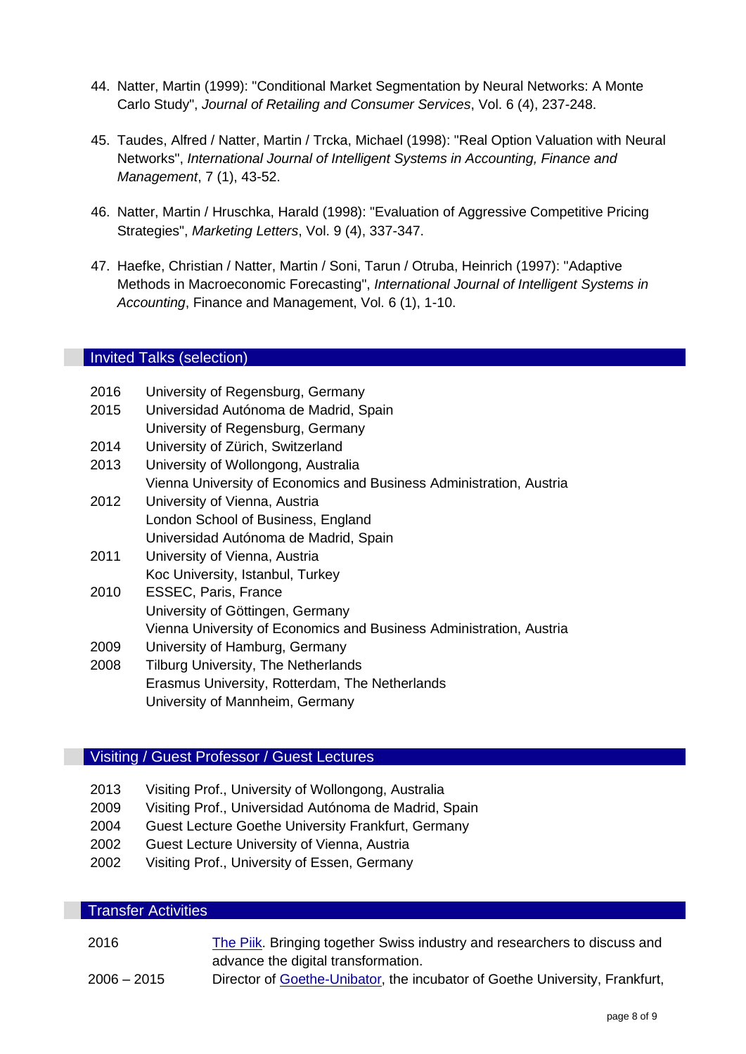44. Natter, Martin (1999): "Conditional Market Segmentation by Neural Networks: A Monte Carlo Study", *Journal of Retailing and Consumer Services*, Vol. 6 (4), 237-248.

45. Taudes, Alfred / Natter, Martin / Trcka, Michael (1998): "Real Option Valuation with Neural Networks", *International Journal of Intelligent Systems in Accounting, Finance and Management*, 7 (1), 43-52.

46. Natter, Martin / Hruschka, Harald (1998): "Evaluation of Aggressive Competitive Pricing Strategies", *Marketing Letters*, Vol. 9 (4), 337-347.

47. Haefke, Christian / Natter, Martin / Soni, Tarun / Otruba, Heinrich (1997): "Adaptive Methods in Macroeconomic Forecasting", *International Journal of Intelligent Systems in Accounting*, Finance and Management, Vol. 6 (1), 1-10.

## Invited Talks (selection)

| | |
|---|---|
| 2016 | University of Regensburg, Germany |
| 2015 | Universidad Autónoma de Madrid, Spain |
| | University of Regensburg, Germany |
| 2014 | University of Zürich, Switzerland |
| 2013 | University of Wollongong, Australia |
| | Vienna University of Economics and Business Administration, Austria |
| 2012 | University of Vienna, Austria |
| | London School of Business, England |
| | Universidad Autónoma de Madrid, Spain |
| 2011 | University of Vienna, Austria |
| | Koc University, Istanbul, Turkey |
| 2010 | ESSEC, Paris, France |
| | University of Göttingen, Germany |
| | Vienna University of Economics and Business Administration, Austria |
| 2009 | University of Hamburg, Germany |
| 2008 | Tilburg University, The Netherlands |
| | Erasmus University, Rotterdam, The Netherlands |
| | University of Mannheim, Germany |

## Visiting / Guest Professor / Guest Lectures

| | |
|---|---|
| 2013 | Visiting Prof., University of Wollongong, Australia |
| 2009 | Visiting Prof., Universidad Autónoma de Madrid, Spain |
| 2004 | Guest Lecture Goethe University Frankfurt, Germany |
| 2002 | Guest Lecture University of Vienna, Austria |
| 2002 | Visiting Prof., University of Essen, Germany |

## Transfer Activities

| | |
|---|---|
| 2016 | The Piik. Bringing together Swiss industry and researchers to discuss and advance the digital transformation. |
| 2006 – 2015 | Director of Goethe-Unibator, the incubator of Goethe University, Frankfurt, |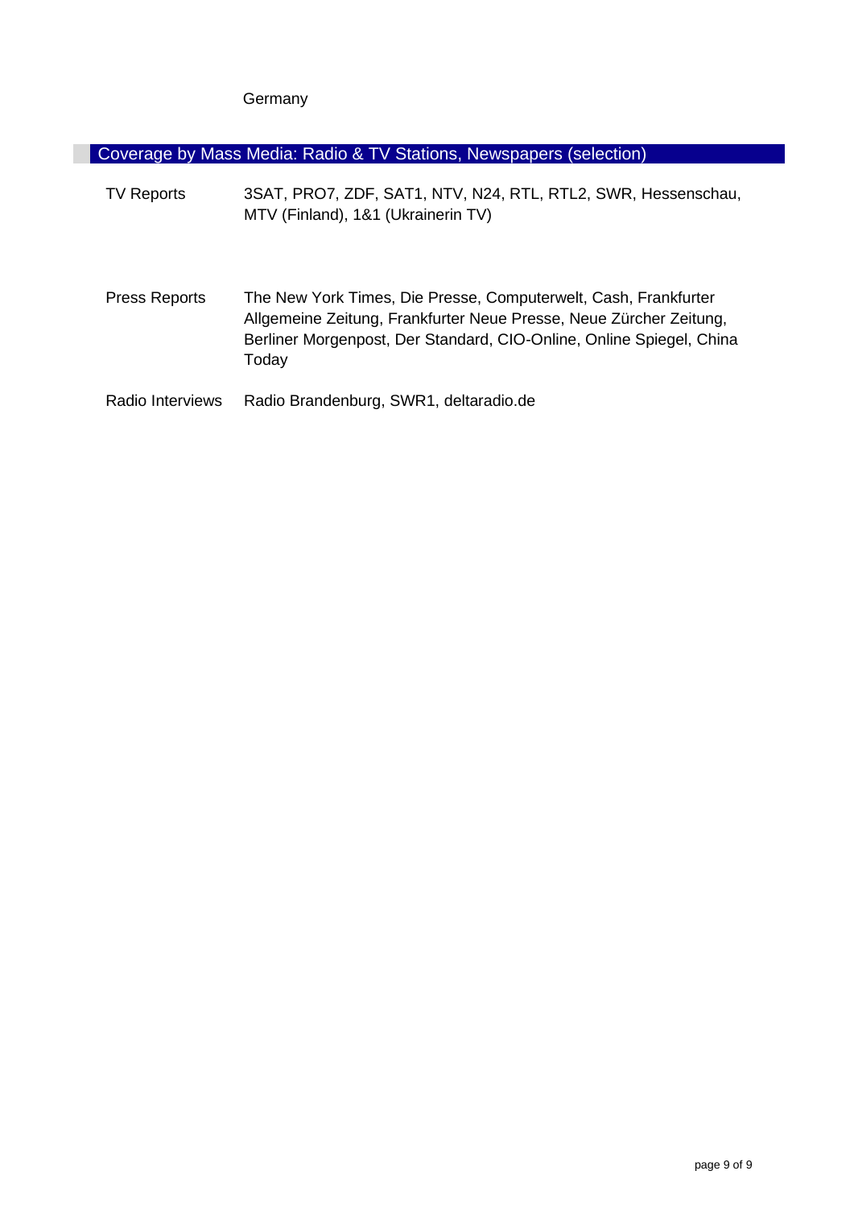Germany

## Coverage by Mass Media: Radio & TV Stations, Newspapers (selection)

| | |
|---|---|
| TV Reports | 3SAT, PRO7, ZDF, SAT1, NTV, N24, RTL, RTL2, SWR, Hessenschau, MTV (Finland), 1&1 (Ukrainerin TV) |
| Press Reports | The New York Times, Die Presse, Computerwelt, Cash, Frankfurter Allgemeine Zeitung, Frankfurter Neue Presse, Neue Zürcher Zeitung, Berliner Morgenpost, Der Standard, CIO-Online, Online Spiegel, China Today |
| Radio Interviews | Radio Brandenburg, SWR1, deltaradio.de |